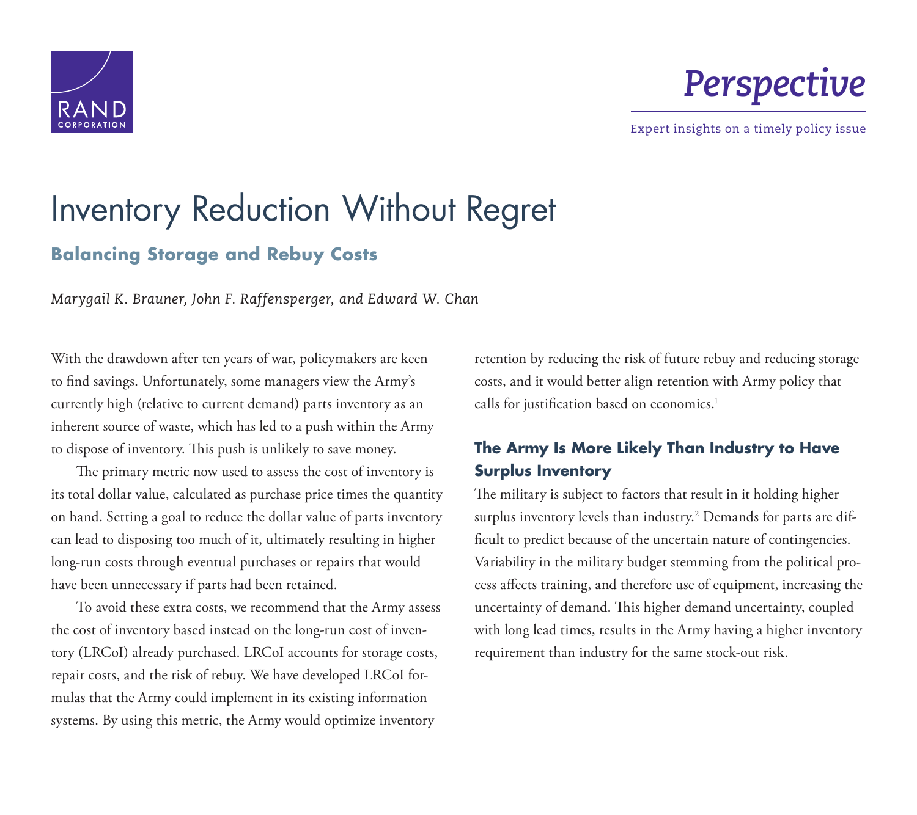# Inventory Reduction Without Regret

## Balancing Storage and Rebuy Costs

*Marygail K. Brauner, John F. Raffensperger, and Edward W. Chan*

With the drawdown after ten years of war, policymakers are keen to find savings. Unfortunately, some managers view the Army's currently high (relative to current demand) parts inventory as an inherent source of waste, which has led to a push within the Army to dispose of inventory. This push is unlikely to save money.

The primary metric now used to assess the cost of inventory is its total dollar value, calculated as purchase price times the quantity on hand. Setting a goal to reduce the dollar value of parts inventory can lead to disposing too much of it, ultimately resulting in higher long-run costs through eventual purchases or repairs that would have been unnecessary if parts had been retained.

To avoid these extra costs, we recommend that the Army assess the cost of inventory based instead on the long-run cost of inventory (LRCoI) already purchased. LRCoI accounts for storage costs, repair costs, and the risk of rebuy. We have developed LRCoI formulas that the Army could implement in its existing information systems. By using this metric, the Army would optimize inventory retention by reducing the risk of future rebuy and reducing storage costs, and it would better align retention with Army policy that calls for justification based on economics.[1]

### The Army Is More Likely Than Industry to Have Surplus Inventory

The military is subject to factors that result in it holding higher surplus inventory levels than industry.[2] Demands for parts are difficult to predict because of the uncertain nature of contingencies. Variability in the military budget stemming from the political process affects training, and therefore use of equipment, increasing the uncertainty of demand. This higher demand uncertainty, coupled with long lead times, results in the Army having a higher inventory requirement than industry for the same stock-out risk.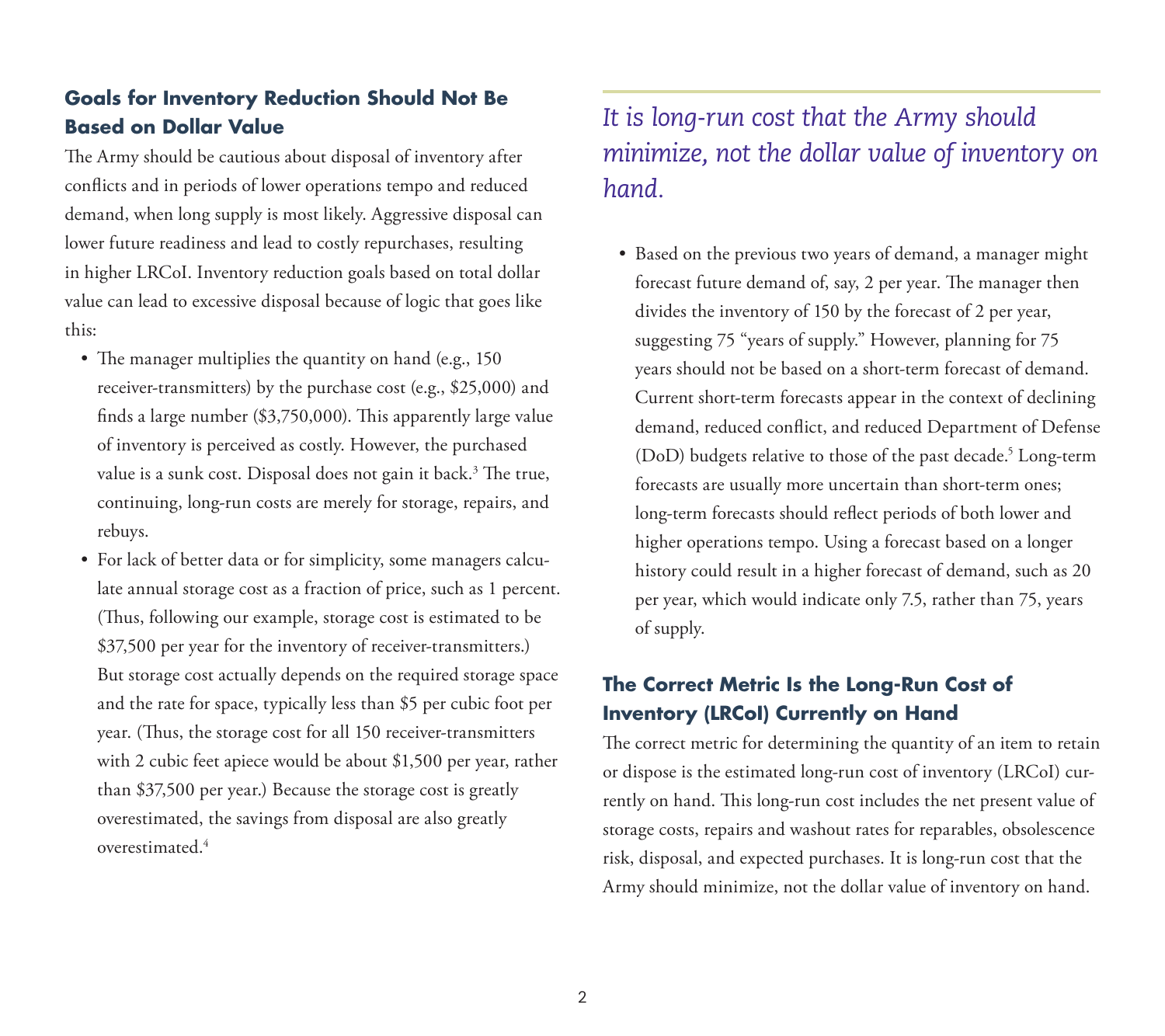## Goals for Inventory Reduction Should Not Be Based on Dollar Value

The Army should be cautious about disposal of inventory after conflicts and in periods of lower operations tempo and reduced demand, when long supply is most likely. Aggressive disposal can lower future readiness and lead to costly repurchases, resulting in higher LRCoI. Inventory reduction goals based on total dollar value can lead to excessive disposal because of logic that goes like this:

- The manager multiplies the quantity on hand (e.g., 150 receiver-transmitters) by the purchase cost (e.g., $25,000) and finds a large number ($3,750,000). This apparently large value of inventory is perceived as costly. However, the purchased value is a sunk cost. Disposal does not gain it back.[3] The true, continuing, long-run costs are merely for storage, repairs, and rebuys.
- For lack of better data or for simplicity, some managers calculate annual storage cost as a fraction of price, such as 1 percent. (Thus, following our example, storage cost is estimated to be $37,500 per year for the inventory of receiver-transmitters.) But storage cost actually depends on the required storage space and the rate for space, typically less than $5 per cubic foot per year. (Thus, the storage cost for all 150 receiver-transmitters with 2 cubic feet apiece would be about $1,500 per year, rather than $37,500 per year.) Because the storage cost is greatly overestimated, the savings from disposal are also greatly overestimated.[4]

*It is long-run cost that the Army should minimize, not the dollar value of inventory on hand.*

- Based on the previous two years of demand, a manager might forecast future demand of, say, 2 per year. The manager then divides the inventory of 150 by the forecast of 2 per year, suggesting 75 "years of supply." However, planning for 75 years should not be based on a short-term forecast of demand. Current short-term forecasts appear in the context of declining demand, reduced conflict, and reduced Department of Defense (DoD) budgets relative to those of the past decade.[5] Long-term forecasts are usually more uncertain than short-term ones; long-term forecasts should reflect periods of both lower and higher operations tempo. Using a forecast based on a longer history could result in a higher forecast of demand, such as 20 per year, which would indicate only 7.5, rather than 75, years of supply.

## The Correct Metric Is the Long-Run Cost of Inventory (LRCoI) Currently on Hand

The correct metric for determining the quantity of an item to retain or dispose is the estimated long-run cost of inventory (LRCoI) currently on hand. This long-run cost includes the net present value of storage costs, repairs and washout rates for reparables, obsolescence risk, disposal, and expected purchases. It is long-run cost that the Army should minimize, not the dollar value of inventory on hand.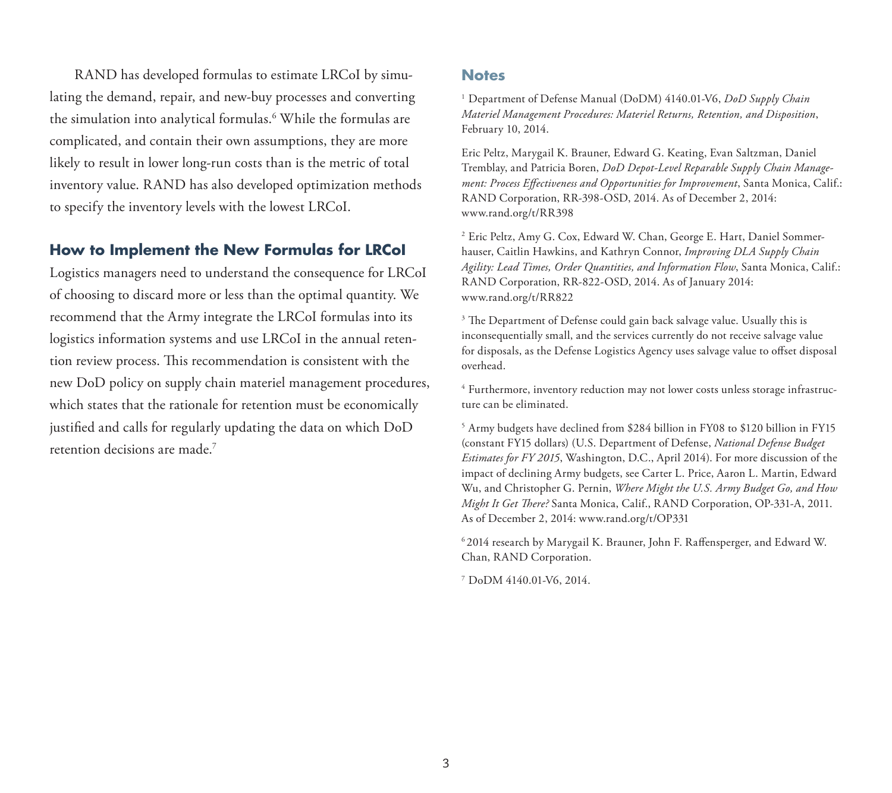RAND has developed formulas to estimate LRCoI by simulating the demand, repair, and new-buy processes and converting the simulation into analytical formulas.[6] While the formulas are complicated, and contain their own assumptions, they are more likely to result in lower long-run costs than is the metric of total inventory value. RAND has also developed optimization methods to specify the inventory levels with the lowest LRCoI.

## How to Implement the New Formulas for LRCoI

Logistics managers need to understand the consequence for LRCoI of choosing to discard more or less than the optimal quantity. We recommend that the Army integrate the LRCoI formulas into its logistics information systems and use LRCoI in the annual retention review process. This recommendation is consistent with the new DoD policy on supply chain materiel management procedures, which states that the rationale for retention must be economically justified and calls for regularly updating the data on which DoD retention decisions are made.[7]

## Notes

[1] Department of Defense Manual (DoDM) 4140.01-V6, *DoD Supply Chain Materiel Management Procedures: Materiel Returns, Retention, and Disposition*, February 10, 2014.

Eric Peltz, Marygail K. Brauner, Edward G. Keating, Evan Saltzman, Daniel Tremblay, and Patricia Boren, *DoD Depot-Level Reparable Supply Chain Management: Process Effectiveness and Opportunities for Improvement*, Santa Monica, Calif.: RAND Corporation, RR-398-OSD, 2014. As of December 2, 2014: www.rand.org/t/RR398

[2] Eric Peltz, Amy G. Cox, Edward W. Chan, George E. Hart, Daniel Sommerhauser, Caitlin Hawkins, and Kathryn Connor, *Improving DLA Supply Chain Agility: Lead Times, Order Quantities, and Information Flow*, Santa Monica, Calif.: RAND Corporation, RR-822-OSD, 2014. As of January 2014: www.rand.org/t/RR822

[3] The Department of Defense could gain back salvage value. Usually this is inconsequentially small, and the services currently do not receive salvage value for disposals, as the Defense Logistics Agency uses salvage value to offset disposal overhead.

[4] Furthermore, inventory reduction may not lower costs unless storage infrastructure can be eliminated.

[5] Army budgets have declined from $284 billion in FY08 to $120 billion in FY15 (constant FY15 dollars) (U.S. Department of Defense, *National Defense Budget Estimates for FY 2015*, Washington, D.C., April 2014). For more discussion of the impact of declining Army budgets, see Carter L. Price, Aaron L. Martin, Edward Wu, and Christopher G. Pernin, *Where Might the U.S. Army Budget Go, and How Might It Get There?* Santa Monica, Calif., RAND Corporation, OP-331-A, 2011. As of December 2, 2014: www.rand.org/t/OP331

[6] 2014 research by Marygail K. Brauner, John F. Raffensperger, and Edward W. Chan, RAND Corporation.

[7] DoDM 4140.01-V6, 2014.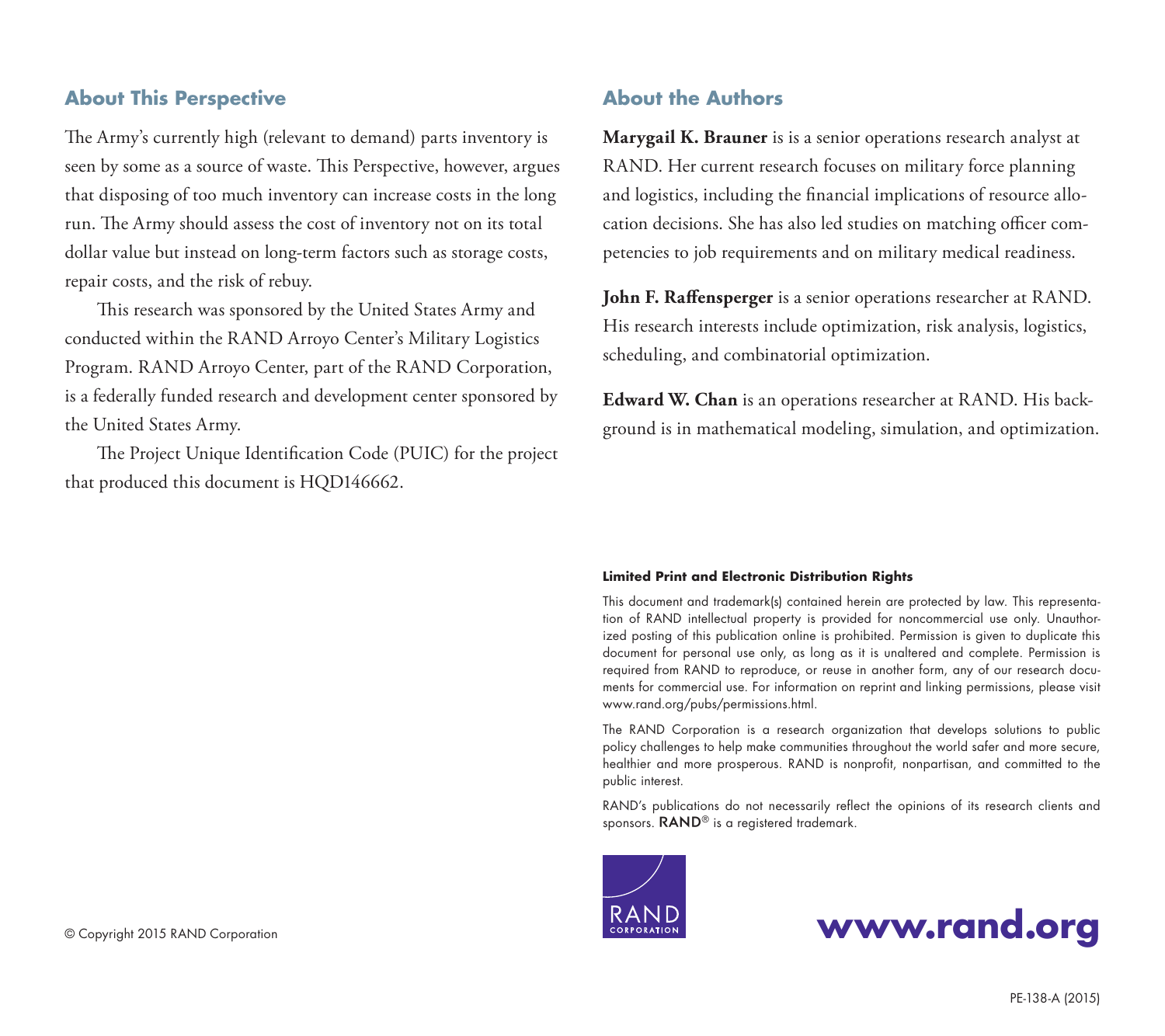## About This Perspective

The Army's currently high (relevant to demand) parts inventory is seen by some as a source of waste. This Perspective, however, argues that disposing of too much inventory can increase costs in the long run. The Army should assess the cost of inventory not on its total dollar value but instead on long-term factors such as storage costs, repair costs, and the risk of rebuy.

This research was sponsored by the United States Army and conducted within the RAND Arroyo Center's Military Logistics Program. RAND Arroyo Center, part of the RAND Corporation, is a federally funded research and development center sponsored by the United States Army.

The Project Unique Identification Code (PUIC) for the project that produced this document is HQD146662.

## About the Authors

**Marygail K. Brauner** is is a senior operations research analyst at RAND. Her current research focuses on military force planning and logistics, including the financial implications of resource allocation decisions. She has also led studies on matching officer competencies to job requirements and on military medical readiness.

**John F. Raffensperger** is a senior operations researcher at RAND. His research interests include optimization, risk analysis, logistics, scheduling, and combinatorial optimization.

**Edward W. Chan** is an operations researcher at RAND. His background is in mathematical modeling, simulation, and optimization.

**Limited Print and Electronic Distribution Rights**

This document and trademark(s) contained herein are protected by law. This representation of RAND intellectual property is provided for noncommercial use only. Unauthorized posting of this publication online is prohibited. Permission is given to duplicate this document for personal use only, as long as it is unaltered and complete. Permission is required from RAND to reproduce, or reuse in another form, any of our research documents for commercial use. For information on reprint and linking permissions, please visit www.rand.org/pubs/permissions.html.

The RAND Corporation is a research organization that develops solutions to public policy challenges to help make communities throughout the world safer and more secure, healthier and more prosperous. RAND is nonprofit, nonpartisan, and committed to the public interest.

RAND's publications do not necessarily reflect the opinions of its research clients and sponsors. RAND® is a registered trademark.

RAND CORPORATION

© Copyright 2015 RAND Corporation

**www.rand.org**

PE-138-A (2015)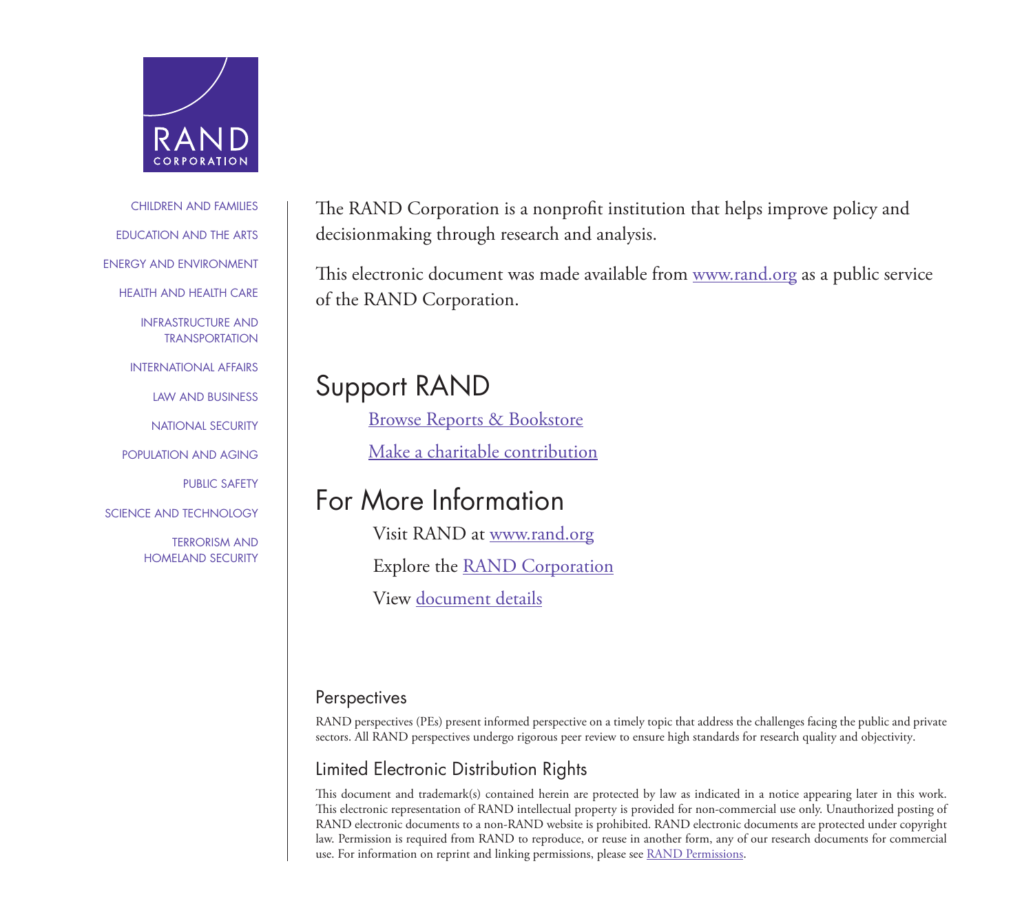CHILDREN AND FAMILIES

EDUCATION AND THE ARTS

ENERGY AND ENVIRONMENT

HEALTH AND HEALTH CARE

INFRASTRUCTURE AND TRANSPORTATION

INTERNATIONAL AFFAIRS

LAW AND BUSINESS

NATIONAL SECURITY

POPULATION AND AGING

PUBLIC SAFETY

SCIENCE AND TECHNOLOGY

TERRORISM AND HOMELAND SECURITY

The RAND Corporation is a nonprofit institution that helps improve policy and decisionmaking through research and analysis.

This electronic document was made available from www.rand.org as a public service of the RAND Corporation.

# Support RAND

Browse Reports & Bookstore

Make a charitable contribution

# For More Information

Visit RAND at www.rand.org

Explore the RAND Corporation

View document details

## Perspectives

RAND perspectives (PEs) present informed perspective on a timely topic that address the challenges facing the public and private sectors. All RAND perspectives undergo rigorous peer review to ensure high standards for research quality and objectivity.

## Limited Electronic Distribution Rights

This document and trademark(s) contained herein are protected by law as indicated in a notice appearing later in this work. This electronic representation of RAND intellectual property is provided for non-commercial use only. Unauthorized posting of RAND electronic documents to a non-RAND website is prohibited. RAND electronic documents are protected under copyright law. Permission is required from RAND to reproduce, or reuse in another form, any of our research documents for commercial use. For information on reprint and linking permissions, please see RAND Permissions.